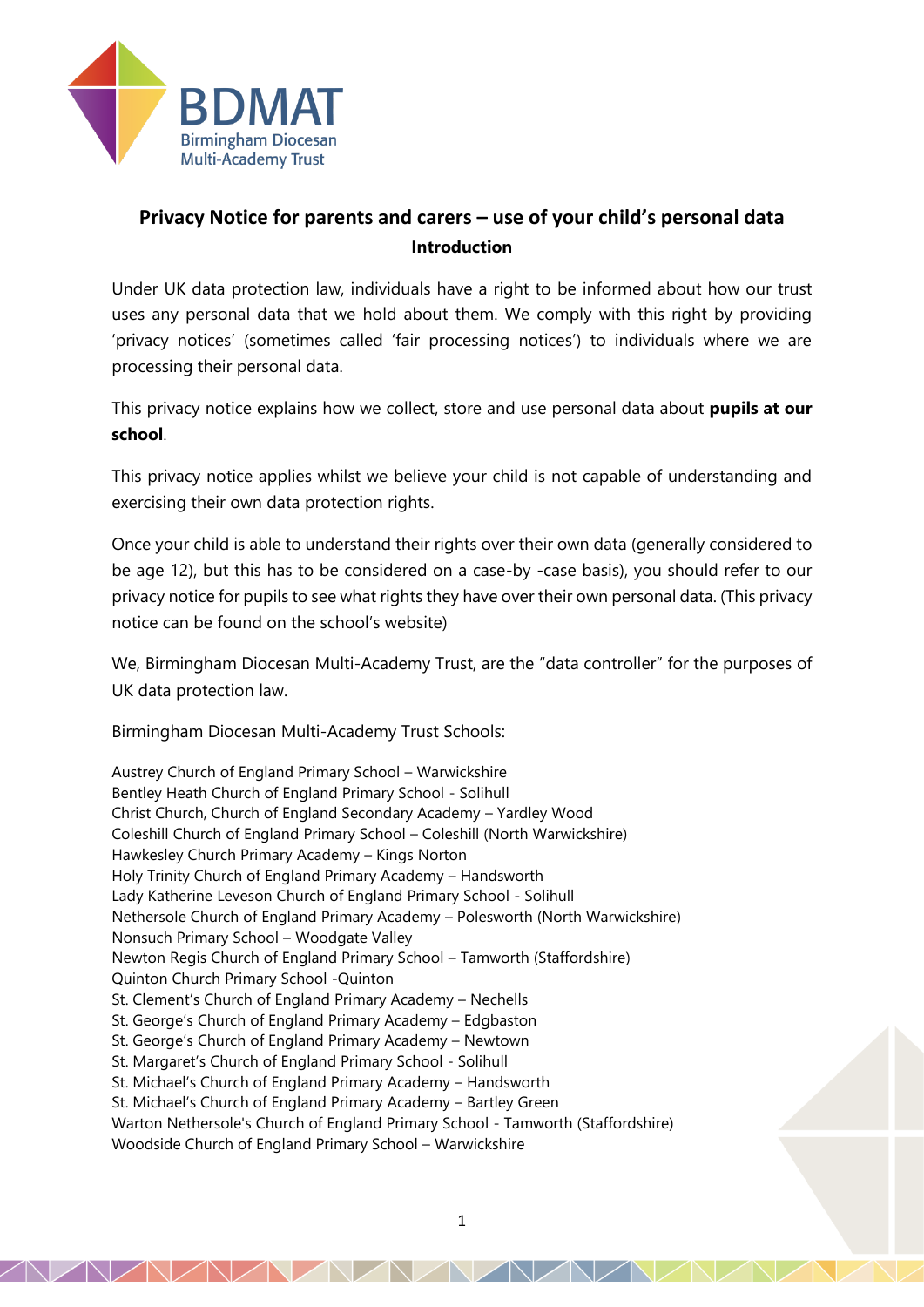# Privacy Notice for parents and carers – use of your child's personal data

## Introduction

Under UK data protection law, individuals have a right to be informed about how our trust uses any personal data that we hold about them. We comply with this right by providing 'privacy notices' (sometimes called 'fair processing notices') to individuals where we are processing their personal data.

This privacy notice explains how we collect, store and use personal data about **pupils at our school**.

This privacy notice applies whilst we believe your child is not capable of understanding and exercising their own data protection rights.

Once your child is able to understand their rights over their own data (generally considered to be age 12), but this has to be considered on a case-by -case basis), you should refer to our privacy notice for pupils to see what rights they have over their own personal data. (This privacy notice can be found on the school's website)

We, Birmingham Diocesan Multi-Academy Trust, are the "data controller" for the purposes of UK data protection law.

Birmingham Diocesan Multi-Academy Trust Schools:

Austrey Church of England Primary School – Warwickshire
Bentley Heath Church of England Primary School - Solihull
Christ Church, Church of England Secondary Academy – Yardley Wood
Coleshill Church of England Primary School – Coleshill (North Warwickshire)
Hawkesley Church Primary Academy – Kings Norton
Holy Trinity Church of England Primary Academy – Handsworth
Lady Katherine Leveson Church of England Primary School - Solihull
Nethersole Church of England Primary Academy – Polesworth (North Warwickshire)
Nonsuch Primary School – Woodgate Valley
Newton Regis Church of England Primary School – Tamworth (Staffordshire)
Quinton Church Primary School -Quinton
St. Clement's Church of England Primary Academy – Nechells
St. George's Church of England Primary Academy – Edgbaston
St. George's Church of England Primary Academy – Newtown
St. Margaret's Church of England Primary School - Solihull
St. Michael's Church of England Primary Academy – Handsworth
St. Michael's Church of England Primary Academy – Bartley Green
Warton Nethersole's Church of England Primary School - Tamworth (Staffordshire)
Woodside Church of England Primary School – Warwickshire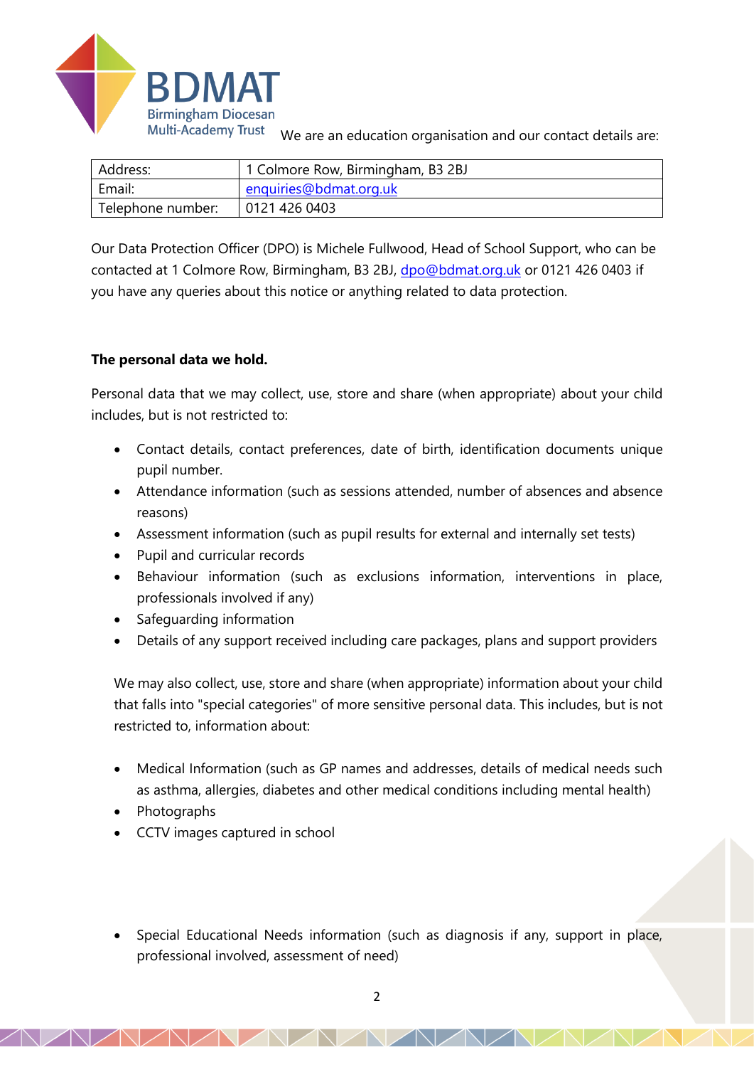We are an education organisation and our contact details are:

| | |
|---|---|
| Address: | 1 Colmore Row, Birmingham, B3 2BJ |
| Email: | enquiries@bdmat.org.uk |
| Telephone number: | 0121 426 0403 |

Our Data Protection Officer (DPO) is Michele Fullwood, Head of School Support, who can be contacted at 1 Colmore Row, Birmingham, B3 2BJ, dpo@bdmat.org.uk or 0121 426 0403 if you have any queries about this notice or anything related to data protection.

**The personal data we hold.**

Personal data that we may collect, use, store and share (when appropriate) about your child includes, but is not restricted to:

- Contact details, contact preferences, date of birth, identification documents unique pupil number.
- Attendance information (such as sessions attended, number of absences and absence reasons)
- Assessment information (such as pupil results for external and internally set tests)
- Pupil and curricular records
- Behaviour information (such as exclusions information, interventions in place, professionals involved if any)
- Safeguarding information
- Details of any support received including care packages, plans and support providers

We may also collect, use, store and share (when appropriate) information about your child that falls into "special categories" of more sensitive personal data. This includes, but is not restricted to, information about:

- Medical Information (such as GP names and addresses, details of medical needs such as asthma, allergies, diabetes and other medical conditions including mental health)
- Photographs
- CCTV images captured in school
- Special Educational Needs information (such as diagnosis if any, support in place, professional involved, assessment of need)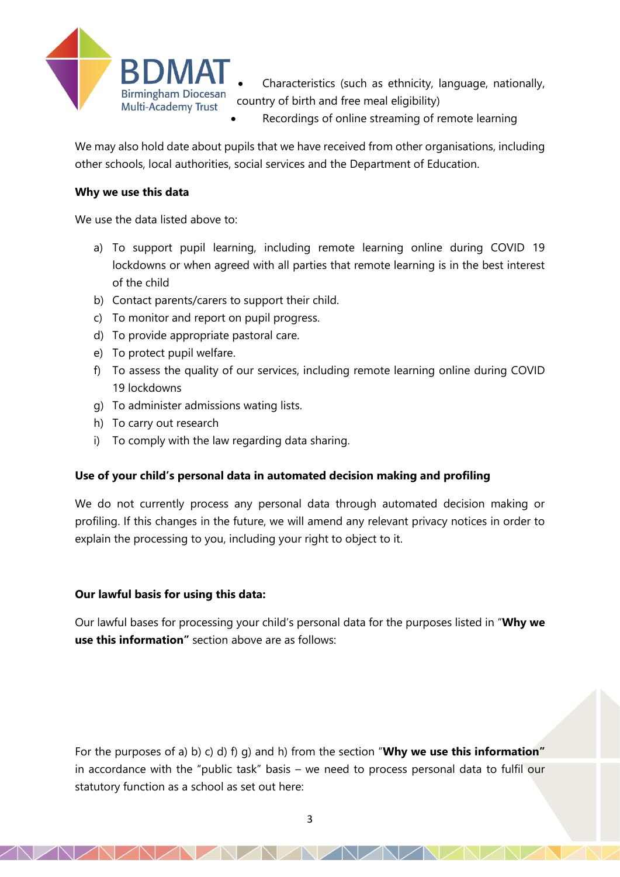- Characteristics (such as ethnicity, language, nationally, country of birth and free meal eligibility)
- Recordings of online streaming of remote learning

We may also hold date about pupils that we have received from other organisations, including other schools, local authorities, social services and the Department of Education.

**Why we use this data**

We use the data listed above to:

a) To support pupil learning, including remote learning online during COVID 19 lockdowns or when agreed with all parties that remote learning is in the best interest of the child
b) Contact parents/carers to support their child.
c) To monitor and report on pupil progress.
d) To provide appropriate pastoral care.
e) To protect pupil welfare.
f) To assess the quality of our services, including remote learning online during COVID 19 lockdowns
g) To administer admissions wating lists.
h) To carry out research
i) To comply with the law regarding data sharing.

**Use of your child's personal data in automated decision making and profiling**

We do not currently process any personal data through automated decision making or profiling. If this changes in the future, we will amend any relevant privacy notices in order to explain the processing to you, including your right to object to it.

**Our lawful basis for using this data:**

Our lawful bases for processing your child's personal data for the purposes listed in "**Why we use this information"** section above are as follows:

For the purposes of a) b) c) d) f) g) and h) from the section "**Why we use this information"** in accordance with the "public task" basis – we need to process personal data to fulfil our statutory function as a school as set out here: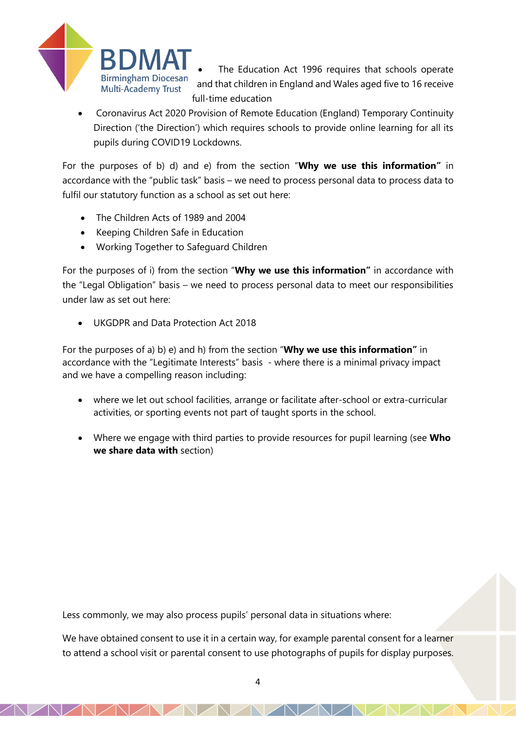- The Education Act 1996 requires that schools operate and that children in England and Wales aged five to 16 receive full-time education
- Coronavirus Act 2020 Provision of Remote Education (England) Temporary Continuity Direction ('the Direction') which requires schools to provide online learning for all its pupils during COVID19 Lockdowns.

For the purposes of b) d) and e) from the section "**Why we use this information"** in accordance with the "public task" basis – we need to process personal data to process data to fulfil our statutory function as a school as set out here:

- The Children Acts of 1989 and 2004
- Keeping Children Safe in Education
- Working Together to Safeguard Children

For the purposes of i) from the section "**Why we use this information"** in accordance with the "Legal Obligation" basis – we need to process personal data to meet our responsibilities under law as set out here:

- UKGDPR and Data Protection Act 2018

For the purposes of a) b) e) and h) from the section "**Why we use this information"** in accordance with the "Legitimate Interests" basis - where there is a minimal privacy impact and we have a compelling reason including:

- where we let out school facilities, arrange or facilitate after-school or extra-curricular activities, or sporting events not part of taught sports in the school.
- Where we engage with third parties to provide resources for pupil learning (see **Who we share data with** section)

Less commonly, we may also process pupils' personal data in situations where:

We have obtained consent to use it in a certain way, for example parental consent for a learner to attend a school visit or parental consent to use photographs of pupils for display purposes.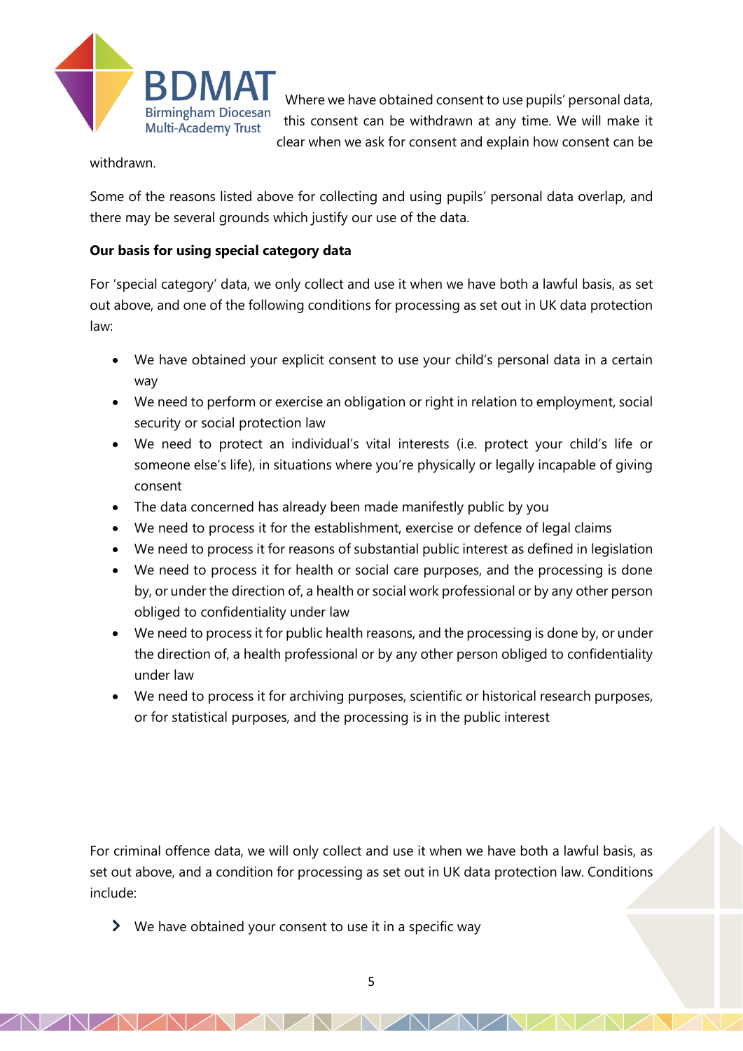Where we have obtained consent to use pupils' personal data, this consent can be withdrawn at any time. We will make it clear when we ask for consent and explain how consent can be withdrawn.

Some of the reasons listed above for collecting and using pupils' personal data overlap, and there may be several grounds which justify our use of the data.

**Our basis for using special category data**

For 'special category' data, we only collect and use it when we have both a lawful basis, as set out above, and one of the following conditions for processing as set out in UK data protection law:

- We have obtained your explicit consent to use your child's personal data in a certain way
- We need to perform or exercise an obligation or right in relation to employment, social security or social protection law
- We need to protect an individual's vital interests (i.e. protect your child's life or someone else's life), in situations where you're physically or legally incapable of giving consent
- The data concerned has already been made manifestly public by you
- We need to process it for the establishment, exercise or defence of legal claims
- We need to process it for reasons of substantial public interest as defined in legislation
- We need to process it for health or social care purposes, and the processing is done by, or under the direction of, a health or social work professional or by any other person obliged to confidentiality under law
- We need to process it for public health reasons, and the processing is done by, or under the direction of, a health professional or by any other person obliged to confidentiality under law
- We need to process it for archiving purposes, scientific or historical research purposes, or for statistical purposes, and the processing is in the public interest

For criminal offence data, we will only collect and use it when we have both a lawful basis, as set out above, and a condition for processing as set out in UK data protection law. Conditions include:

- We have obtained your consent to use it in a specific way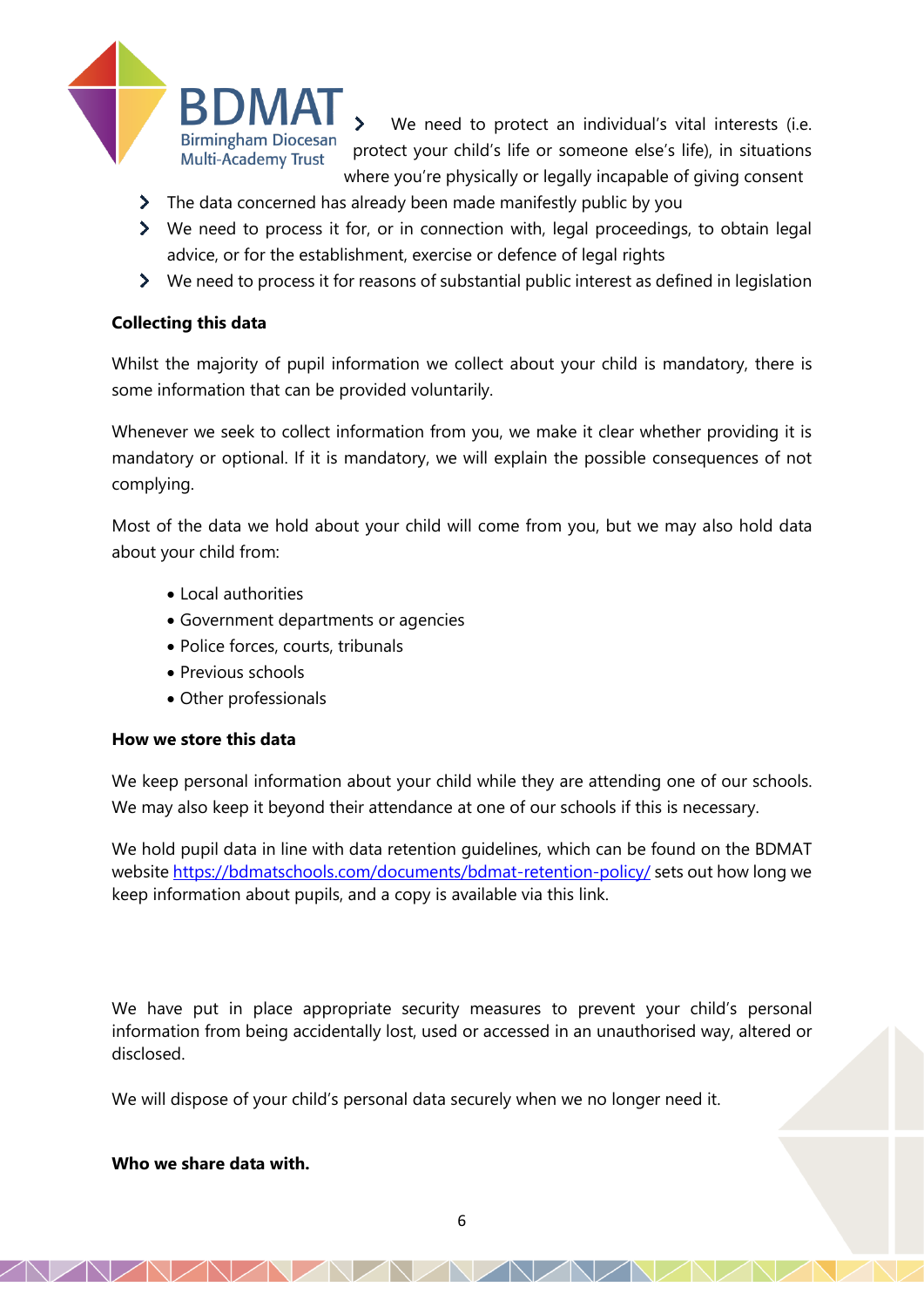- We need to protect an individual's vital interests (i.e. protect your child's life or someone else's life), in situations where you're physically or legally incapable of giving consent
- The data concerned has already been made manifestly public by you
- We need to process it for, or in connection with, legal proceedings, to obtain legal advice, or for the establishment, exercise or defence of legal rights
- We need to process it for reasons of substantial public interest as defined in legislation

**Collecting this data**

Whilst the majority of pupil information we collect about your child is mandatory, there is some information that can be provided voluntarily.

Whenever we seek to collect information from you, we make it clear whether providing it is mandatory or optional. If it is mandatory, we will explain the possible consequences of not complying.

Most of the data we hold about your child will come from you, but we may also hold data about your child from:

- Local authorities
- Government departments or agencies
- Police forces, courts, tribunals
- Previous schools
- Other professionals

**How we store this data**

We keep personal information about your child while they are attending one of our schools. We may also keep it beyond their attendance at one of our schools if this is necessary.

We hold pupil data in line with data retention guidelines, which can be found on the BDMAT website https://bdmatschools.com/documents/bdmat-retention-policy/ sets out how long we keep information about pupils, and a copy is available via this link.

We have put in place appropriate security measures to prevent your child's personal information from being accidentally lost, used or accessed in an unauthorised way, altered or disclosed.

We will dispose of your child's personal data securely when we no longer need it.

**Who we share data with.**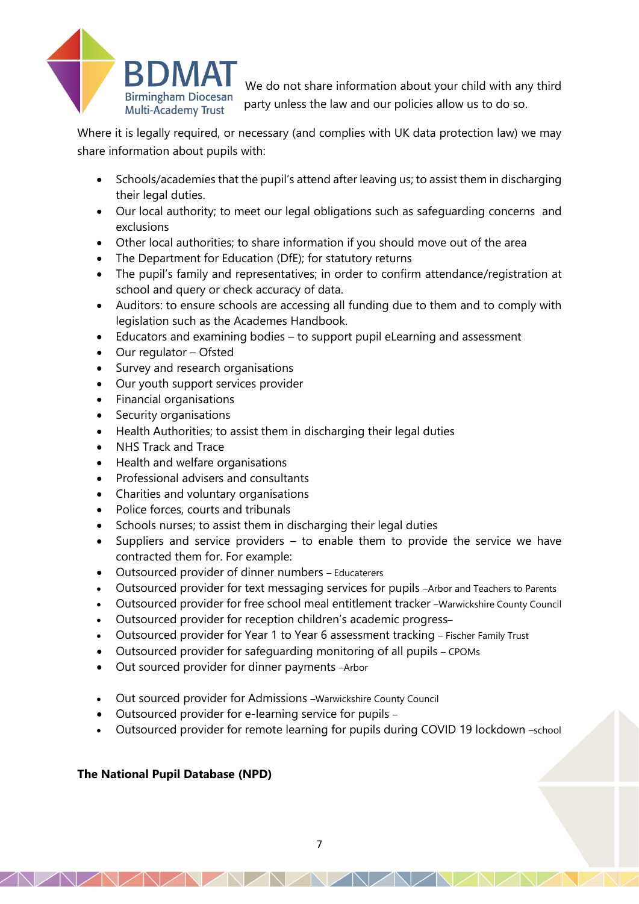We do not share information about your child with any third party unless the law and our policies allow us to do so.

Where it is legally required, or necessary (and complies with UK data protection law) we may share information about pupils with:

- Schools/academies that the pupil's attend after leaving us; to assist them in discharging their legal duties.
- Our local authority; to meet our legal obligations such as safeguarding concerns and exclusions
- Other local authorities; to share information if you should move out of the area
- The Department for Education (DfE); for statutory returns
- The pupil's family and representatives; in order to confirm attendance/registration at school and query or check accuracy of data.
- Auditors: to ensure schools are accessing all funding due to them and to comply with legislation such as the Academes Handbook.
- Educators and examining bodies – to support pupil eLearning and assessment
- Our regulator – Ofsted
- Survey and research organisations
- Our youth support services provider
- Financial organisations
- Security organisations
- Health Authorities; to assist them in discharging their legal duties
- NHS Track and Trace
- Health and welfare organisations
- Professional advisers and consultants
- Charities and voluntary organisations
- Police forces, courts and tribunals
- Schools nurses; to assist them in discharging their legal duties
- Suppliers and service providers – to enable them to provide the service we have contracted them for. For example:
- Outsourced provider of dinner numbers – Educaterers
- Outsourced provider for text messaging services for pupils –Arbor and Teachers to Parents
- Outsourced provider for free school meal entitlement tracker –Warwickshire County Council
- Outsourced provider for reception children's academic progress–
- Outsourced provider for Year 1 to Year 6 assessment tracking – Fischer Family Trust
- Outsourced provider for safeguarding monitoring of all pupils – CPOMs
- Out sourced provider for dinner payments –Arbor

- Out sourced provider for Admissions –Warwickshire County Council
- Outsourced provider for e-learning service for pupils –
- Outsourced provider for remote learning for pupils during COVID 19 lockdown –school

**The National Pupil Database (NPD)**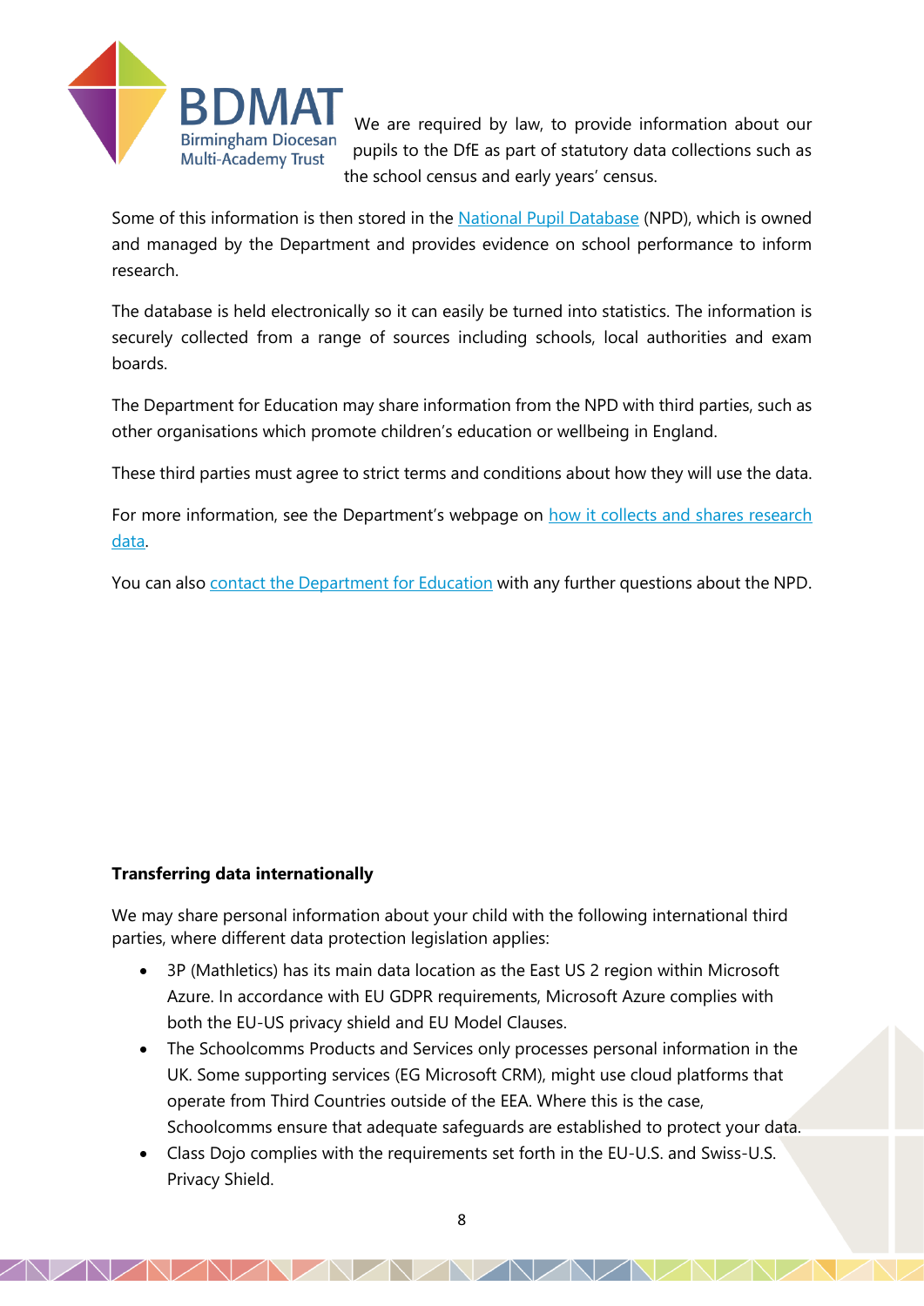We are required by law, to provide information about our pupils to the DfE as part of statutory data collections such as the school census and early years' census.

Some of this information is then stored in the National Pupil Database (NPD), which is owned and managed by the Department and provides evidence on school performance to inform research.

The database is held electronically so it can easily be turned into statistics. The information is securely collected from a range of sources including schools, local authorities and exam boards.

The Department for Education may share information from the NPD with third parties, such as other organisations which promote children's education or wellbeing in England.

These third parties must agree to strict terms and conditions about how they will use the data.

For more information, see the Department's webpage on how it collects and shares research data.

You can also contact the Department for Education with any further questions about the NPD.

**Transferring data internationally**

We may share personal information about your child with the following international third parties, where different data protection legislation applies:

- 3P (Mathletics) has its main data location as the East US 2 region within Microsoft Azure. In accordance with EU GDPR requirements, Microsoft Azure complies with both the EU-US privacy shield and EU Model Clauses.
- The Schoolcomms Products and Services only processes personal information in the UK. Some supporting services (EG Microsoft CRM), might use cloud platforms that operate from Third Countries outside of the EEA. Where this is the case, Schoolcomms ensure that adequate safeguards are established to protect your data.
- Class Dojo complies with the requirements set forth in the EU-U.S. and Swiss-U.S. Privacy Shield.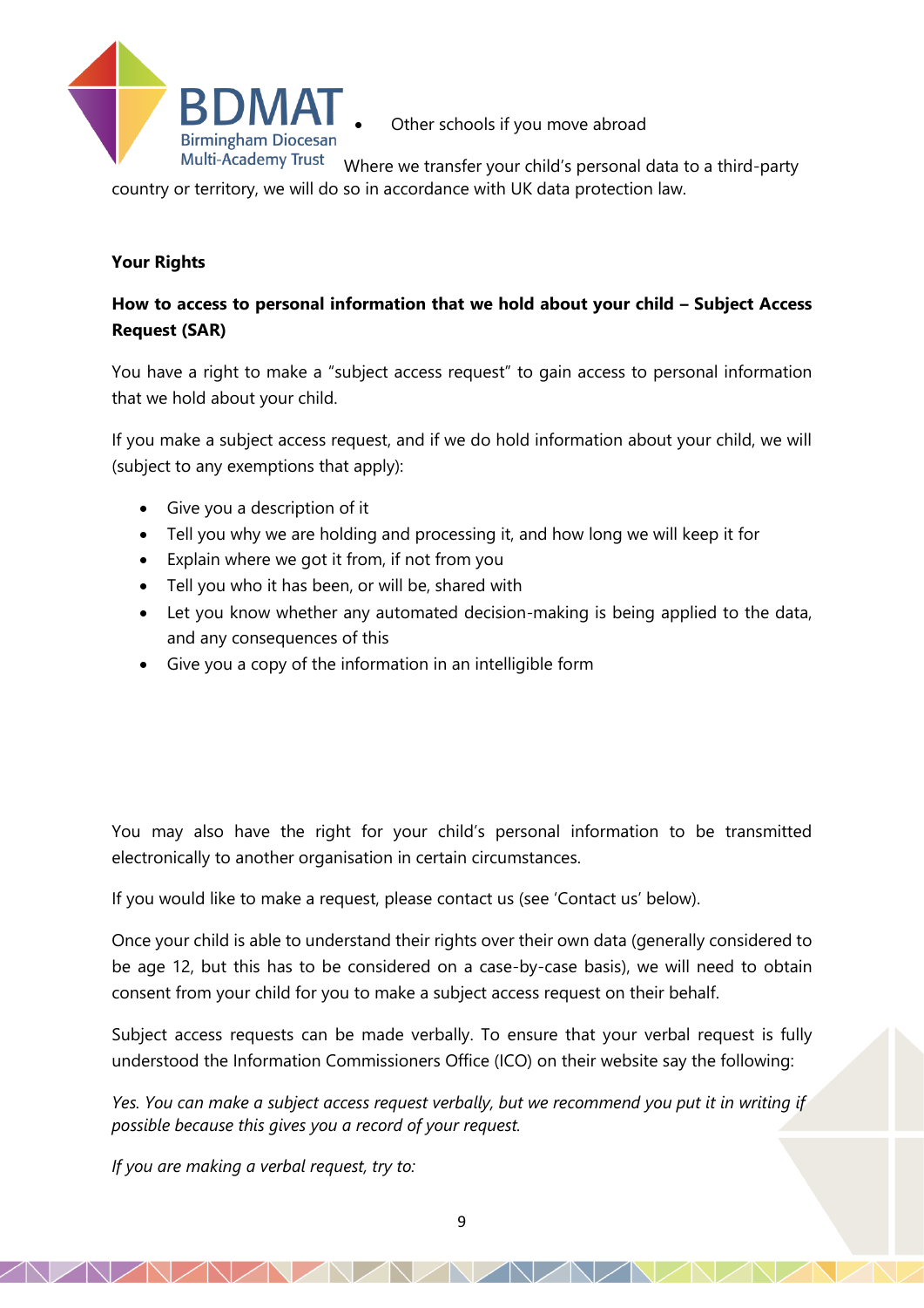- Other schools if you move abroad

Where we transfer your child's personal data to a third-party country or territory, we will do so in accordance with UK data protection law.

**Your Rights**

**How to access to personal information that we hold about your child – Subject Access Request (SAR)**

You have a right to make a "subject access request" to gain access to personal information that we hold about your child.

If you make a subject access request, and if we do hold information about your child, we will (subject to any exemptions that apply):

- Give you a description of it
- Tell you why we are holding and processing it, and how long we will keep it for
- Explain where we got it from, if not from you
- Tell you who it has been, or will be, shared with
- Let you know whether any automated decision-making is being applied to the data, and any consequences of this
- Give you a copy of the information in an intelligible form

You may also have the right for your child's personal information to be transmitted electronically to another organisation in certain circumstances.

If you would like to make a request, please contact us (see 'Contact us' below).

Once your child is able to understand their rights over their own data (generally considered to be age 12, but this has to be considered on a case-by-case basis), we will need to obtain consent from your child for you to make a subject access request on their behalf.

Subject access requests can be made verbally. To ensure that your verbal request is fully understood the Information Commissioners Office (ICO) on their website say the following:

*Yes. You can make a subject access request verbally, but we recommend you put it in writing if possible because this gives you a record of your request.*

*If you are making a verbal request, try to:*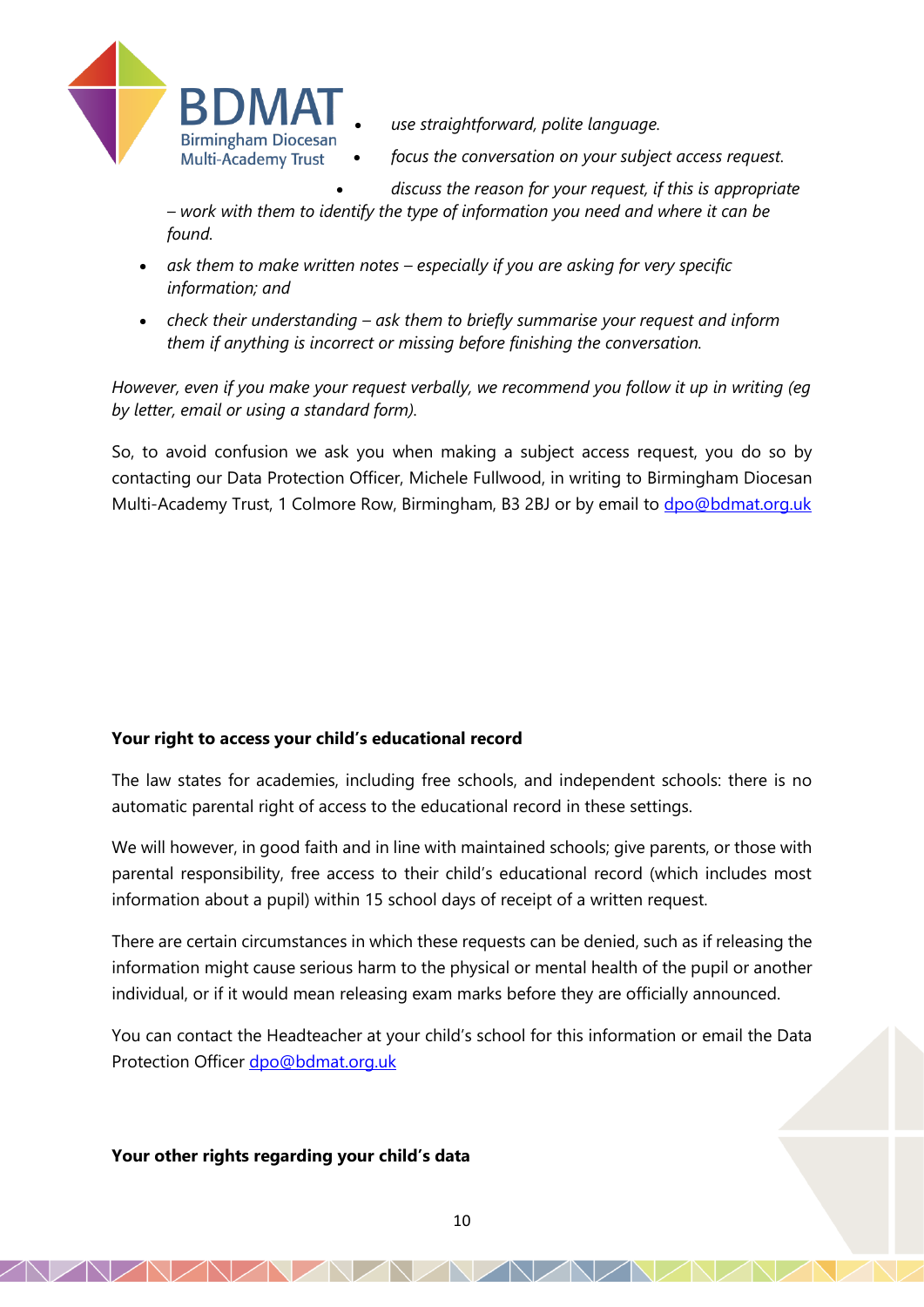- *use straightforward, polite language.*
- *focus the conversation on your subject access request.*
- *discuss the reason for your request, if this is appropriate – work with them to identify the type of information you need and where it can be found.*
- *ask them to make written notes – especially if you are asking for very specific information; and*
- *check their understanding – ask them to briefly summarise your request and inform them if anything is incorrect or missing before finishing the conversation.*

*However, even if you make your request verbally, we recommend you follow it up in writing (eg by letter, email or using a standard form).*

So, to avoid confusion we ask you when making a subject access request, you do so by contacting our Data Protection Officer, Michele Fullwood, in writing to Birmingham Diocesan Multi-Academy Trust, 1 Colmore Row, Birmingham, B3 2BJ or by email to dpo@bdmat.org.uk

**Your right to access your child's educational record**

The law states for academies, including free schools, and independent schools: there is no automatic parental right of access to the educational record in these settings.

We will however, in good faith and in line with maintained schools; give parents, or those with parental responsibility, free access to their child's educational record (which includes most information about a pupil) within 15 school days of receipt of a written request.

There are certain circumstances in which these requests can be denied, such as if releasing the information might cause serious harm to the physical or mental health of the pupil or another individual, or if it would mean releasing exam marks before they are officially announced.

You can contact the Headteacher at your child's school for this information or email the Data Protection Officer dpo@bdmat.org.uk

**Your other rights regarding your child's data**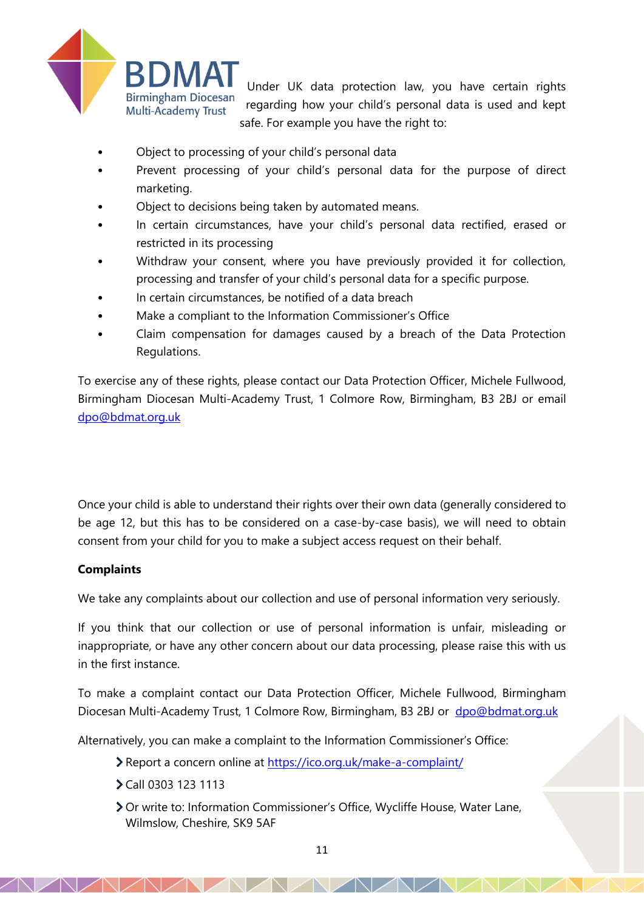Under UK data protection law, you have certain rights regarding how your child's personal data is used and kept safe. For example you have the right to:

- Object to processing of your child's personal data
- Prevent processing of your child's personal data for the purpose of direct marketing.
- Object to decisions being taken by automated means.
- In certain circumstances, have your child's personal data rectified, erased or restricted in its processing
- Withdraw your consent, where you have previously provided it for collection, processing and transfer of your child's personal data for a specific purpose.
- In certain circumstances, be notified of a data breach
- Make a compliant to the Information Commissioner's Office
- Claim compensation for damages caused by a breach of the Data Protection Regulations.

To exercise any of these rights, please contact our Data Protection Officer, Michele Fullwood, Birmingham Diocesan Multi-Academy Trust, 1 Colmore Row, Birmingham, B3 2BJ or email dpo@bdmat.org.uk

Once your child is able to understand their rights over their own data (generally considered to be age 12, but this has to be considered on a case-by-case basis), we will need to obtain consent from your child for you to make a subject access request on their behalf.

**Complaints**

We take any complaints about our collection and use of personal information very seriously.

If you think that our collection or use of personal information is unfair, misleading or inappropriate, or have any other concern about our data processing, please raise this with us in the first instance.

To make a complaint contact our Data Protection Officer, Michele Fullwood, Birmingham Diocesan Multi-Academy Trust, 1 Colmore Row, Birmingham, B3 2BJ or dpo@bdmat.org.uk

Alternatively, you can make a complaint to the Information Commissioner's Office:

- Report a concern online at https://ico.org.uk/make-a-complaint/
- Call 0303 123 1113
- Or write to: Information Commissioner's Office, Wycliffe House, Water Lane, Wilmslow, Cheshire, SK9 5AF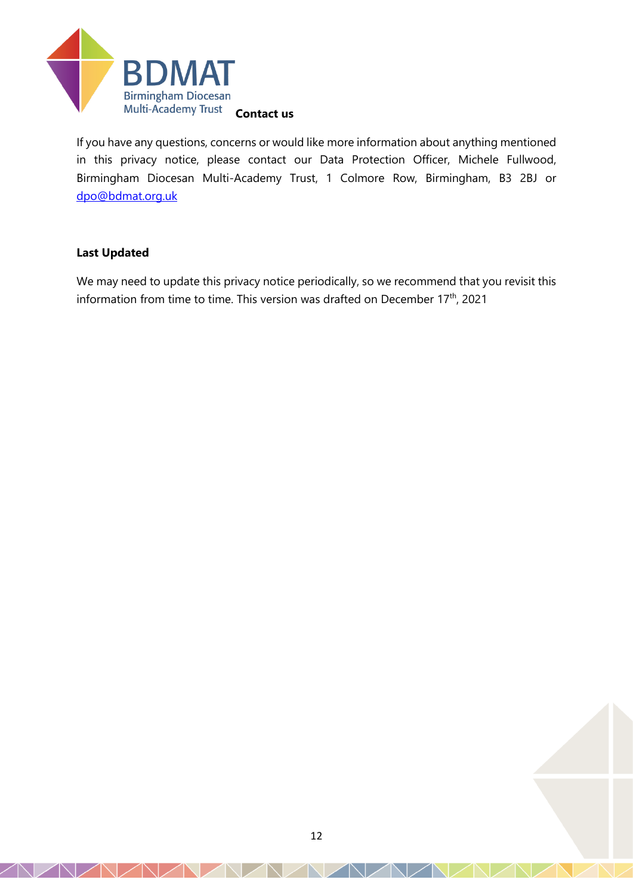## Contact us

If you have any questions, concerns or would like more information about anything mentioned in this privacy notice, please contact our Data Protection Officer, Michele Fullwood, Birmingham Diocesan Multi-Academy Trust, 1 Colmore Row, Birmingham, B3 2BJ or dpo@bdmat.org.uk

**Last Updated**

We may need to update this privacy notice periodically, so we recommend that you revisit this information from time to time. This version was drafted on December 17th, 2021